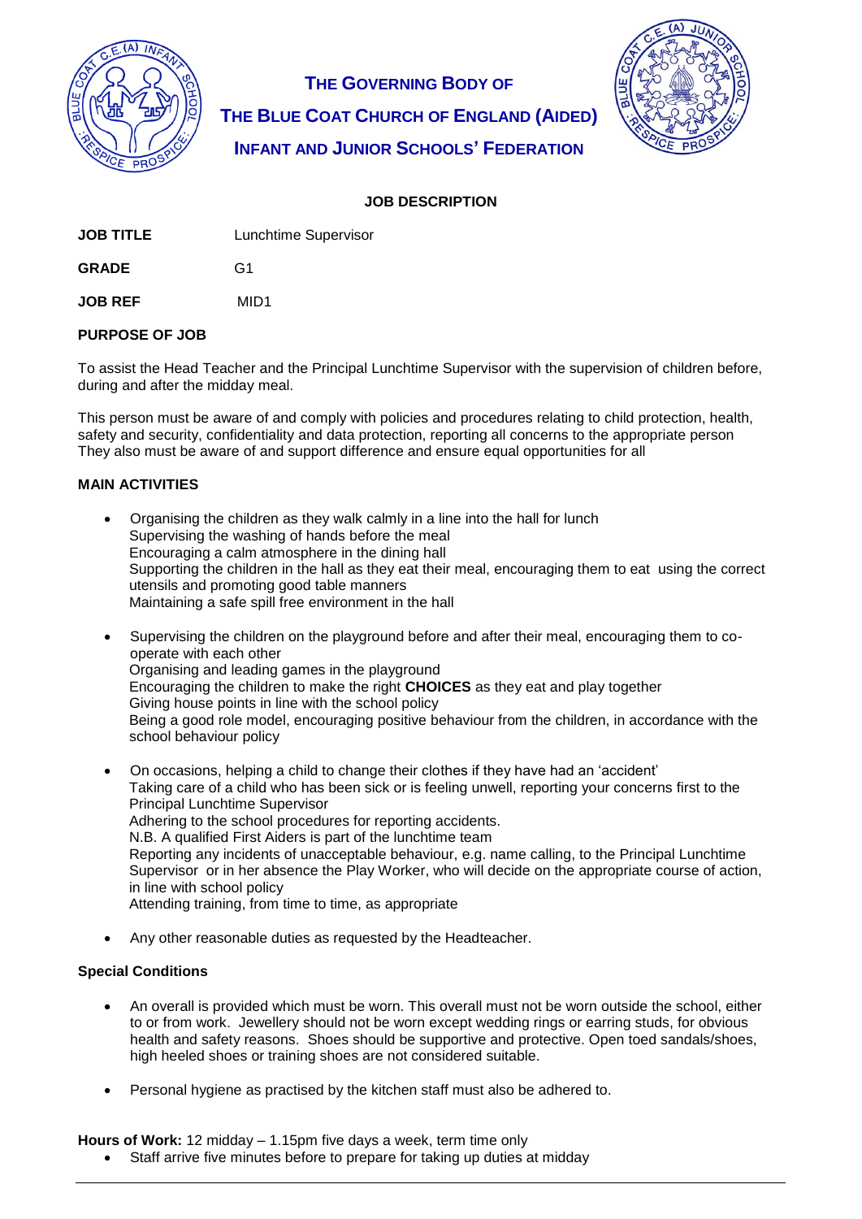# THE GOVERNING BODY OF THE BLUE COAT CHURCH OF ENGLAND (AIDED) INFANT AND JUNIOR SCHOOLS' FEDERATION

## JOB DESCRIPTION

**JOB TITLE** Lunchtime Supervisor

**GRADE** G1

**JOB REF** MID1

### PURPOSE OF JOB

To assist the Head Teacher and the Principal Lunchtime Supervisor with the supervision of children before, during and after the midday meal.

This person must be aware of and comply with policies and procedures relating to child protection, health, safety and security, confidentiality and data protection, reporting all concerns to the appropriate person They also must be aware of and support difference and ensure equal opportunities for all

### MAIN ACTIVITIES

- Organising the children as they walk calmly in a line into the hall for lunch
  Supervising the washing of hands before the meal
  Encouraging a calm atmosphere in the dining hall
  Supporting the children in the hall as they eat their meal, encouraging them to eat using the correct utensils and promoting good table manners
  Maintaining a safe spill free environment in the hall

- Supervising the children on the playground before and after their meal, encouraging them to co-operate with each other
  Organising and leading games in the playground
  Encouraging the children to make the right **CHOICES** as they eat and play together
  Giving house points in line with the school policy
  Being a good role model, encouraging positive behaviour from the children, in accordance with the school behaviour policy

- On occasions, helping a child to change their clothes if they have had an 'accident'
  Taking care of a child who has been sick or is feeling unwell, reporting your concerns first to the Principal Lunchtime Supervisor
  Adhering to the school procedures for reporting accidents.
  N.B. A qualified First Aiders is part of the lunchtime team
  Reporting any incidents of unacceptable behaviour, e.g. name calling, to the Principal Lunchtime Supervisor or in her absence the Play Worker, who will decide on the appropriate course of action, in line with school policy
  Attending training, from time to time, as appropriate

- Any other reasonable duties as requested by the Headteacher.

### Special Conditions

- An overall is provided which must be worn. This overall must not be worn outside the school, either to or from work. Jewellery should not be worn except wedding rings or earring studs, for obvious health and safety reasons. Shoes should be supportive and protective. Open toed sandals/shoes, high heeled shoes or training shoes are not considered suitable.

- Personal hygiene as practised by the kitchen staff must also be adhered to.

**Hours of Work:** 12 midday – 1.15pm five days a week, term time only

- Staff arrive five minutes before to prepare for taking up duties at midday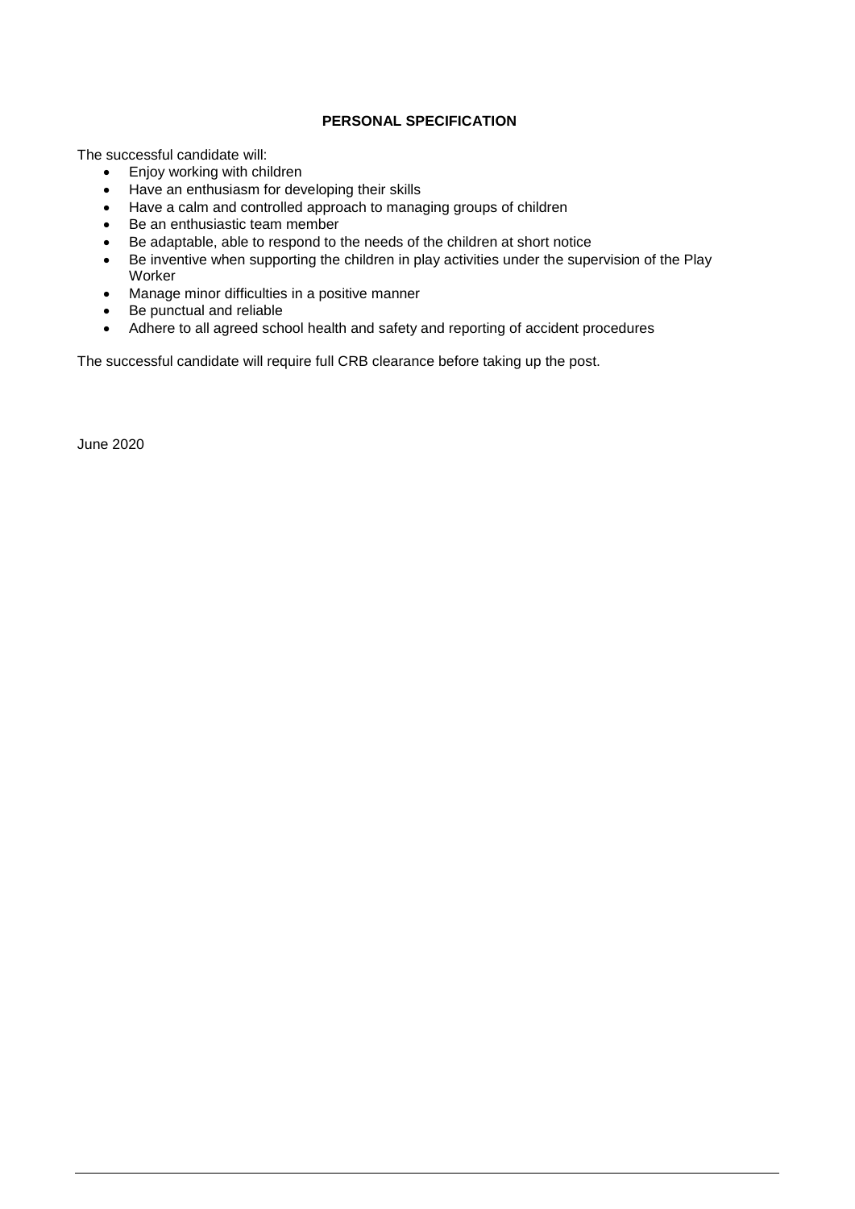## PERSONAL SPECIFICATION

The successful candidate will:

- Enjoy working with children
- Have an enthusiasm for developing their skills
- Have a calm and controlled approach to managing groups of children
- Be an enthusiastic team member
- Be adaptable, able to respond to the needs of the children at short notice
- Be inventive when supporting the children in play activities under the supervision of the Play Worker
- Manage minor difficulties in a positive manner
- Be punctual and reliable
- Adhere to all agreed school health and safety and reporting of accident procedures

The successful candidate will require full CRB clearance before taking up the post.

June 2020